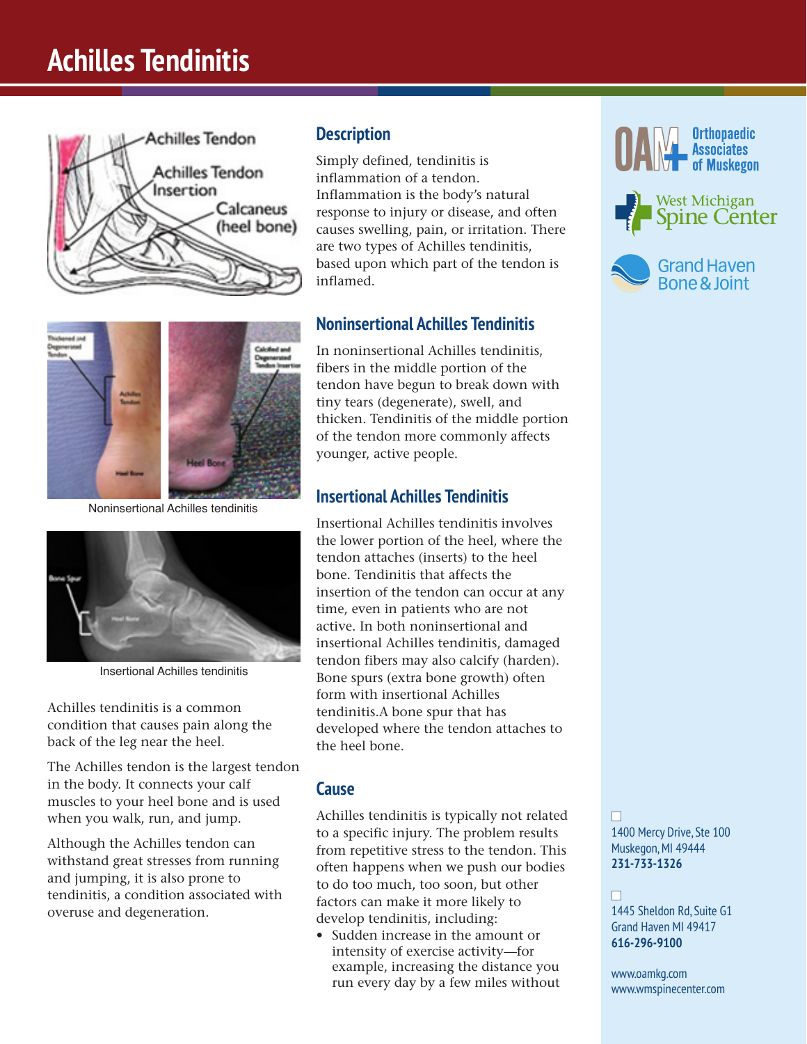# Achilles Tendinitis

Noninsertional Achilles tendinitis

Insertional Achilles tendinitis

Achilles tendinitis is a common condition that causes pain along the back of the leg near the heel.

The Achilles tendon is the largest tendon in the body. It connects your calf muscles to your heel bone and is used when you walk, run, and jump.

Although the Achilles tendon can withstand great stresses from running and jumping, it is also prone to tendinitis, a condition associated with overuse and degeneration.

## Description

Simply defined, tendinitis is inflammation of a tendon. Inflammation is the body's natural response to injury or disease, and often causes swelling, pain, or irritation. There are two types of Achilles tendinitis, based upon which part of the tendon is inflamed.

## Noninsertional Achilles Tendinitis

In noninsertional Achilles tendinitis, fibers in the middle portion of the tendon have begun to break down with tiny tears (degenerate), swell, and thicken. Tendinitis of the middle portion of the tendon more commonly affects younger, active people.

## Insertional Achilles Tendinitis

Insertional Achilles tendinitis involves the lower portion of the heel, where the tendon attaches (inserts) to the heel bone. Tendinitis that affects the insertion of the tendon can occur at any time, even in patients who are not active. In both noninsertional and insertional Achilles tendinitis, damaged tendon fibers may also calcify (harden). Bone spurs (extra bone growth) often form with insertional Achilles tendinitis.A bone spur that has developed where the tendon attaches to the heel bone.

## Cause

Achilles tendinitis is typically not related to a specific injury. The problem results from repetitive stress to the tendon. This often happens when we push our bodies to do too much, too soon, but other factors can make it more likely to develop tendinitis, including:

- Sudden increase in the amount or intensity of exercise activity—for example, increasing the distance you run every day by a few miles without

Orthopaedic Associates of Muskegon

West Michigan Spine Center

Grand Haven Bone & Joint

1400 Mercy Drive, Ste 100
Muskegon, MI 49444
**231-733-1326**

1445 Sheldon Rd, Suite G1
Grand Haven MI 49417
**616-296-9100**

www.oamkg.com
www.wmspinecenter.com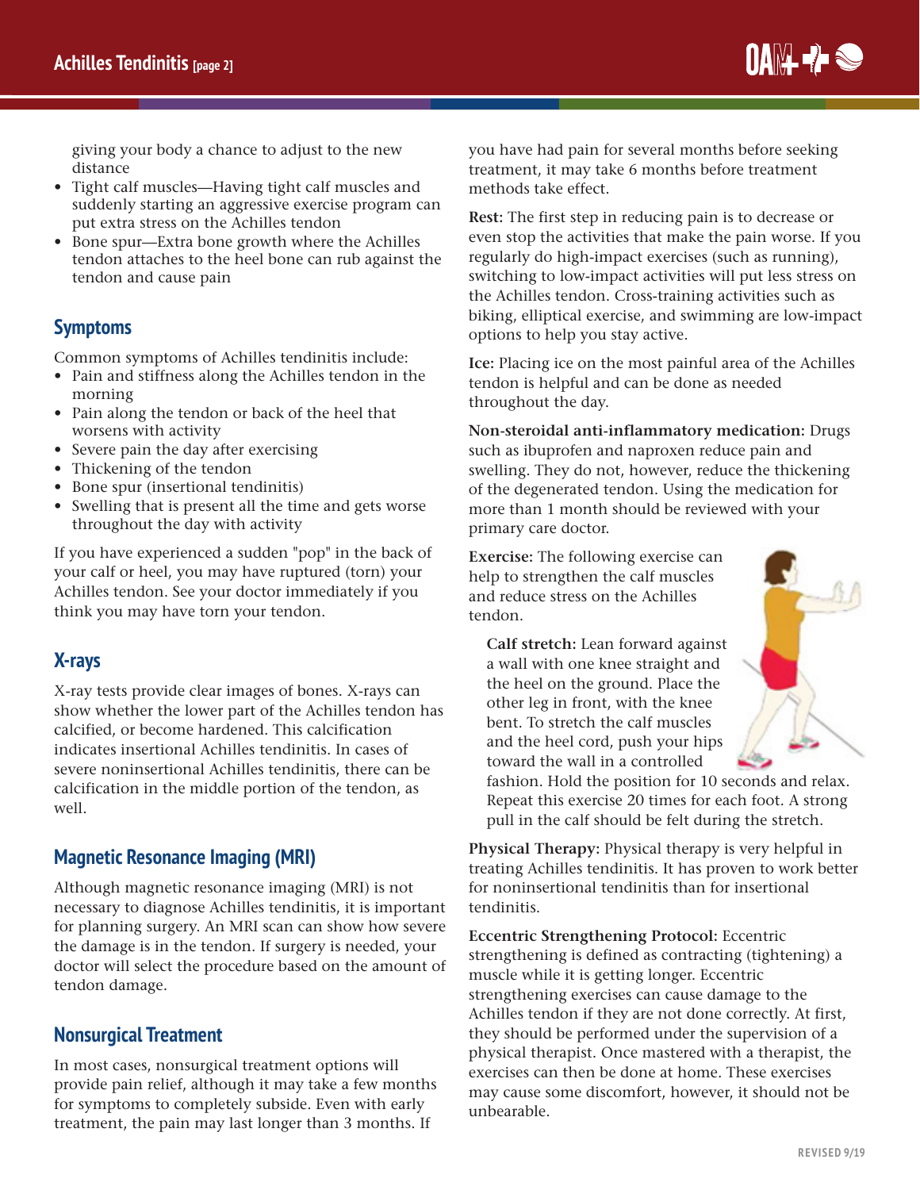giving your body a chance to adjust to the new distance

- Tight calf muscles—Having tight calf muscles and suddenly starting an aggressive exercise program can put extra stress on the Achilles tendon
- Bone spur—Extra bone growth where the Achilles tendon attaches to the heel bone can rub against the tendon and cause pain

## Symptoms

Common symptoms of Achilles tendinitis include:

- Pain and stiffness along the Achilles tendon in the morning
- Pain along the tendon or back of the heel that worsens with activity
- Severe pain the day after exercising
- Thickening of the tendon
- Bone spur (insertional tendinitis)
- Swelling that is present all the time and gets worse throughout the day with activity

If you have experienced a sudden "pop" in the back of your calf or heel, you may have ruptured (torn) your Achilles tendon. See your doctor immediately if you think you may have torn your tendon.

## X-rays

X-ray tests provide clear images of bones. X-rays can show whether the lower part of the Achilles tendon has calcified, or become hardened. This calcification indicates insertional Achilles tendinitis. In cases of severe noninsertional Achilles tendinitis, there can be calcification in the middle portion of the tendon, as well.

## Magnetic Resonance Imaging (MRI)

Although magnetic resonance imaging (MRI) is not necessary to diagnose Achilles tendinitis, it is important for planning surgery. An MRI scan can show how severe the damage is in the tendon. If surgery is needed, your doctor will select the procedure based on the amount of tendon damage.

## Nonsurgical Treatment

In most cases, nonsurgical treatment options will provide pain relief, although it may take a few months for symptoms to completely subside. Even with early treatment, the pain may last longer than 3 months. If you have had pain for several months before seeking treatment, it may take 6 months before treatment methods take effect.

**Rest:** The first step in reducing pain is to decrease or even stop the activities that make the pain worse. If you regularly do high-impact exercises (such as running), switching to low-impact activities will put less stress on the Achilles tendon. Cross-training activities such as biking, elliptical exercise, and swimming are low-impact options to help you stay active.

**Ice:** Placing ice on the most painful area of the Achilles tendon is helpful and can be done as needed throughout the day.

**Non-steroidal anti-inflammatory medication:** Drugs such as ibuprofen and naproxen reduce pain and swelling. They do not, however, reduce the thickening of the degenerated tendon. Using the medication for more than 1 month should be reviewed with your primary care doctor.

**Exercise:** The following exercise can help to strengthen the calf muscles and reduce stress on the Achilles tendon.

**Calf stretch:** Lean forward against a wall with one knee straight and the heel on the ground. Place the other leg in front, with the knee bent. To stretch the calf muscles and the heel cord, push your hips toward the wall in a controlled fashion. Hold the position for 10 seconds and relax. Repeat this exercise 20 times for each foot. A strong pull in the calf should be felt during the stretch.

**Physical Therapy:** Physical therapy is very helpful in treating Achilles tendinitis. It has proven to work better for noninsertional tendinitis than for insertional tendinitis.

**Eccentric Strengthening Protocol:** Eccentric strengthening is defined as contracting (tightening) a muscle while it is getting longer. Eccentric strengthening exercises can cause damage to the Achilles tendon if they are not done correctly. At first, they should be performed under the supervision of a physical therapist. Once mastered with a therapist, the exercises can then be done at home. These exercises may cause some discomfort, however, it should not be unbearable.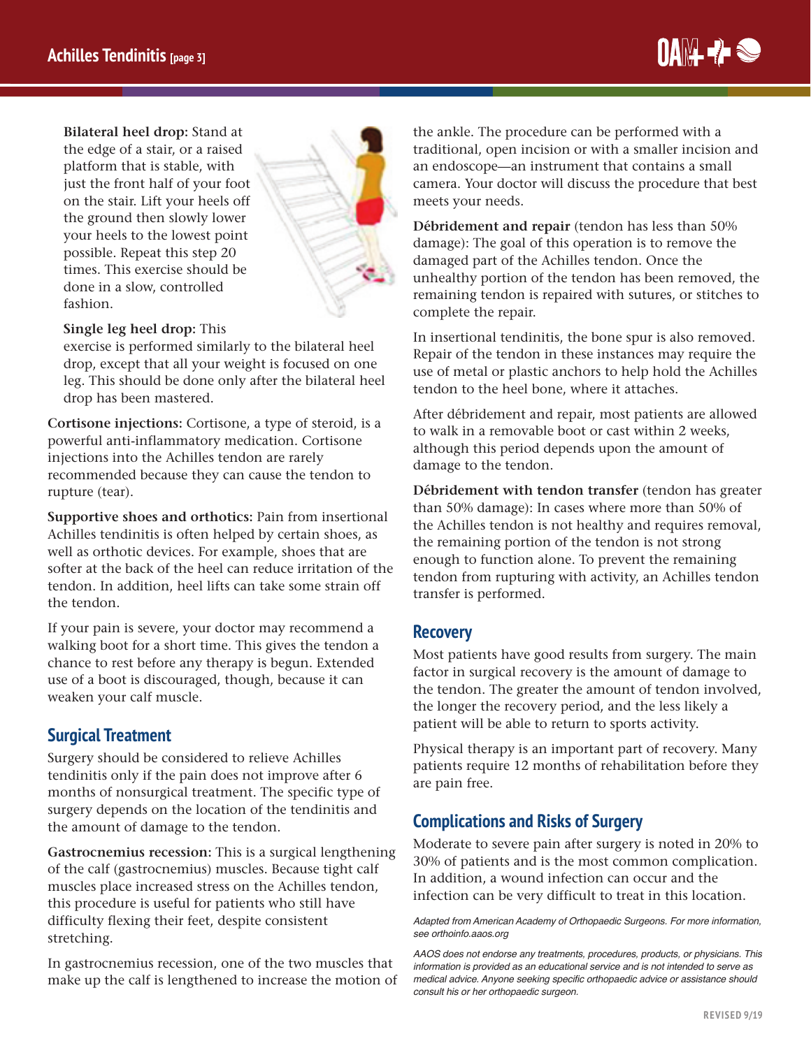**Bilateral heel drop:** Stand at the edge of a stair, or a raised platform that is stable, with just the front half of your foot on the stair. Lift your heels off the ground then slowly lower your heels to the lowest point possible. Repeat this step 20 times. This exercise should be done in a slow, controlled fashion.

**Single leg heel drop:** This exercise is performed similarly to the bilateral heel drop, except that all your weight is focused on one leg. This should be done only after the bilateral heel drop has been mastered.

**Cortisone injections:** Cortisone, a type of steroid, is a powerful anti-inflammatory medication. Cortisone injections into the Achilles tendon are rarely recommended because they can cause the tendon to rupture (tear).

**Supportive shoes and orthotics:** Pain from insertional Achilles tendinitis is often helped by certain shoes, as well as orthotic devices. For example, shoes that are softer at the back of the heel can reduce irritation of the tendon. In addition, heel lifts can take some strain off the tendon.

If your pain is severe, your doctor may recommend a walking boot for a short time. This gives the tendon a chance to rest before any therapy is begun. Extended use of a boot is discouraged, though, because it can weaken your calf muscle.

## Surgical Treatment

Surgery should be considered to relieve Achilles tendinitis only if the pain does not improve after 6 months of nonsurgical treatment. The specific type of surgery depends on the location of the tendinitis and the amount of damage to the tendon.

**Gastrocnemius recession:** This is a surgical lengthening of the calf (gastrocnemius) muscles. Because tight calf muscles place increased stress on the Achilles tendon, this procedure is useful for patients who still have difficulty flexing their feet, despite consistent stretching.

In gastrocnemius recession, one of the two muscles that make up the calf is lengthened to increase the motion of the ankle. The procedure can be performed with a traditional, open incision or with a smaller incision and an endoscope—an instrument that contains a small camera. Your doctor will discuss the procedure that best meets your needs.

**Débridement and repair** (tendon has less than 50% damage): The goal of this operation is to remove the damaged part of the Achilles tendon. Once the unhealthy portion of the tendon has been removed, the remaining tendon is repaired with sutures, or stitches to complete the repair.

In insertional tendinitis, the bone spur is also removed. Repair of the tendon in these instances may require the use of metal or plastic anchors to help hold the Achilles tendon to the heel bone, where it attaches.

After débridement and repair, most patients are allowed to walk in a removable boot or cast within 2 weeks, although this period depends upon the amount of damage to the tendon.

**Débridement with tendon transfer** (tendon has greater than 50% damage): In cases where more than 50% of the Achilles tendon is not healthy and requires removal, the remaining portion of the tendon is not strong enough to function alone. To prevent the remaining tendon from rupturing with activity, an Achilles tendon transfer is performed.

## Recovery

Most patients have good results from surgery. The main factor in surgical recovery is the amount of damage to the tendon. The greater the amount of tendon involved, the longer the recovery period, and the less likely a patient will be able to return to sports activity.

Physical therapy is an important part of recovery. Many patients require 12 months of rehabilitation before they are pain free.

## Complications and Risks of Surgery

Moderate to severe pain after surgery is noted in 20% to 30% of patients and is the most common complication. In addition, a wound infection can occur and the infection can be very difficult to treat in this location.

*Adapted from American Academy of Orthopaedic Surgeons. For more information, see orthoinfo.aaos.org*

*AAOS does not endorse any treatments, procedures, products, or physicians. This information is provided as an educational service and is not intended to serve as medical advice. Anyone seeking specific orthopaedic advice or assistance should consult his or her orthopaedic surgeon.*

REVISED 9/19